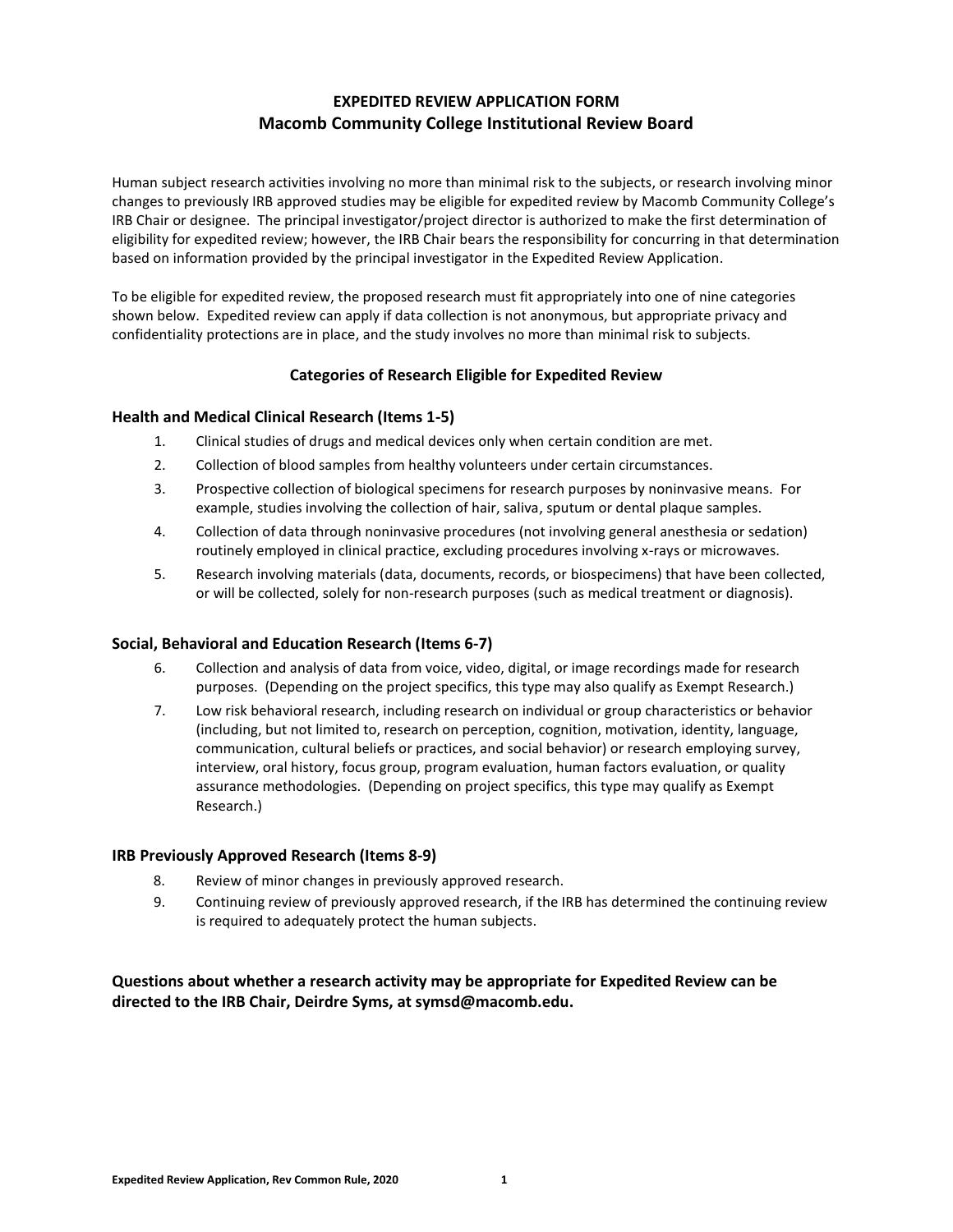# EXPEDITED REVIEW APPLICATION FORM
## Macomb Community College Institutional Review Board

Human subject research activities involving no more than minimal risk to the subjects, or research involving minor changes to previously IRB approved studies may be eligible for expedited review by Macomb Community College's IRB Chair or designee. The principal investigator/project director is authorized to make the first determination of eligibility for expedited review; however, the IRB Chair bears the responsibility for concurring in that determination based on information provided by the principal investigator in the Expedited Review Application.

To be eligible for expedited review, the proposed research must fit appropriately into one of nine categories shown below. Expedited review can apply if data collection is not anonymous, but appropriate privacy and confidentiality protections are in place, and the study involves no more than minimal risk to subjects.

### Categories of Research Eligible for Expedited Review

#### Health and Medical Clinical Research (Items 1-5)

1. Clinical studies of drugs and medical devices only when certain condition are met.
2. Collection of blood samples from healthy volunteers under certain circumstances.
3. Prospective collection of biological specimens for research purposes by noninvasive means. For example, studies involving the collection of hair, saliva, sputum or dental plaque samples.
4. Collection of data through noninvasive procedures (not involving general anesthesia or sedation) routinely employed in clinical practice, excluding procedures involving x-rays or microwaves.
5. Research involving materials (data, documents, records, or biospecimens) that have been collected, or will be collected, solely for non-research purposes (such as medical treatment or diagnosis).

#### Social, Behavioral and Education Research (Items 6-7)

6. Collection and analysis of data from voice, video, digital, or image recordings made for research purposes. (Depending on the project specifics, this type may also qualify as Exempt Research.)
7. Low risk behavioral research, including research on individual or group characteristics or behavior (including, but not limited to, research on perception, cognition, motivation, identity, language, communication, cultural beliefs or practices, and social behavior) or research employing survey, interview, oral history, focus group, program evaluation, human factors evaluation, or quality assurance methodologies. (Depending on project specifics, this type may qualify as Exempt Research.)

#### IRB Previously Approved Research (Items 8-9)

8. Review of minor changes in previously approved research.
9. Continuing review of previously approved research, if the IRB has determined the continuing review is required to adequately protect the human subjects.

**Questions about whether a research activity may be appropriate for Expedited Review can be directed to the IRB Chair, Deirdre Syms, at symsd@macomb.edu.**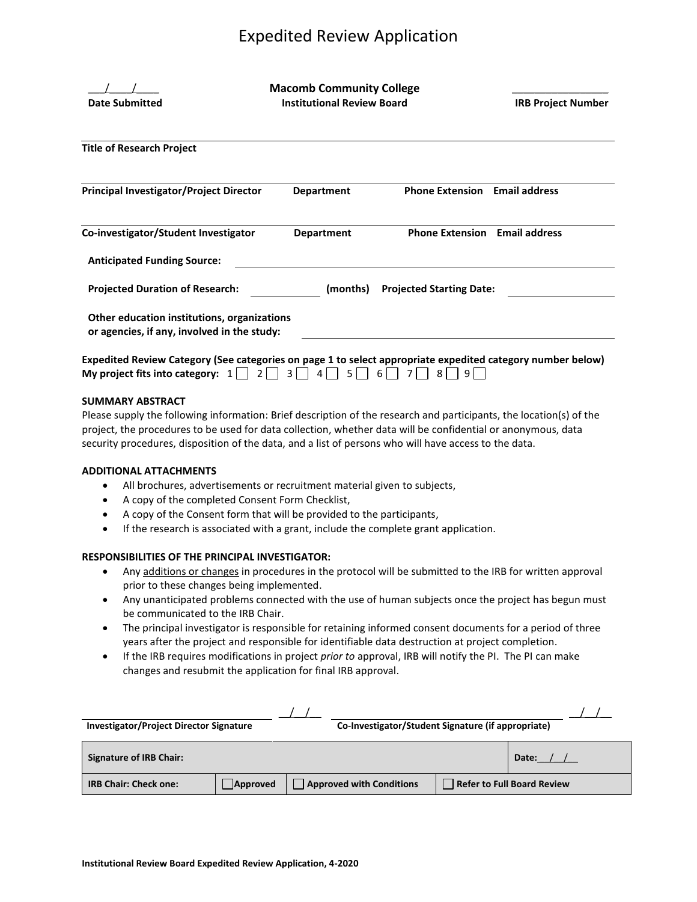# Expedited Review Application

| | | |
|---|---|---|
| ___/___/____ | **Macomb Community College** | ________________ |
| **Date Submitted** | **Institutional Review Board** | **IRB Project Number** |

**Title of Research Project**

| **Principal Investigator/Project Director** | **Department** | **Phone Extension** | **Email address** |
|---|---|---|---|
| | | | |

| **Co-investigator/Student Investigator** | **Department** | **Phone Extension** | **Email address** |
|---|---|---|---|
| | | | |

**Anticipated Funding Source:** ________________________________

**Projected Duration of Research:** __________ **(months)** **Projected Starting Date:** __________

**Other education institutions, organizations or agencies, if any, involved in the study:** ________________________________

**Expedited Review Category (See categories on page 1 to select appropriate expedited category number below)**
**My project fits into category:** 1 ☐ 2 ☐ 3 ☐ 4 ☐ 5 ☐ 6 ☐ 7 ☐ 8 ☐ 9 ☐

**SUMMARY ABSTRACT**

Please supply the following information: Brief description of the research and participants, the location(s) of the project, the procedures to be used for data collection, whether data will be confidential or anonymous, data security procedures, disposition of the data, and a list of persons who will have access to the data.

**ADDITIONAL ATTACHMENTS**

- All brochures, advertisements or recruitment material given to subjects,
- A copy of the completed Consent Form Checklist,
- A copy of the Consent form that will be provided to the participants,
- If the research is associated with a grant, include the complete grant application.

**RESPONSIBILITIES OF THE PRINCIPAL INVESTIGATOR:**

- Any additions or changes in procedures in the protocol will be submitted to the IRB for written approval prior to these changes being implemented.
- Any unanticipated problems connected with the use of human subjects once the project has begun must be communicated to the IRB Chair.
- The principal investigator is responsible for retaining informed consent documents for a period of three years after the project and responsible for identifiable data destruction at project completion.
- If the IRB requires modifications in project *prior to* approval, IRB will notify the PI. The PI can make changes and resubmit the application for final IRB approval.

______________________________ __/__/__ ______________________________ __/__/__

**Investigator/Project Director Signature** **Co-Investigator/Student Signature (if appropriate)**

| **Signature of IRB Chair:** | | | Date:__/__/__ |
|---|---|---|---|
| **IRB Chair: Check one:** | ☐ Approved | ☐ Approved with Conditions | ☐ Refer to Full Board Review |

**Institutional Review Board Expedited Review Application, 4-2020**